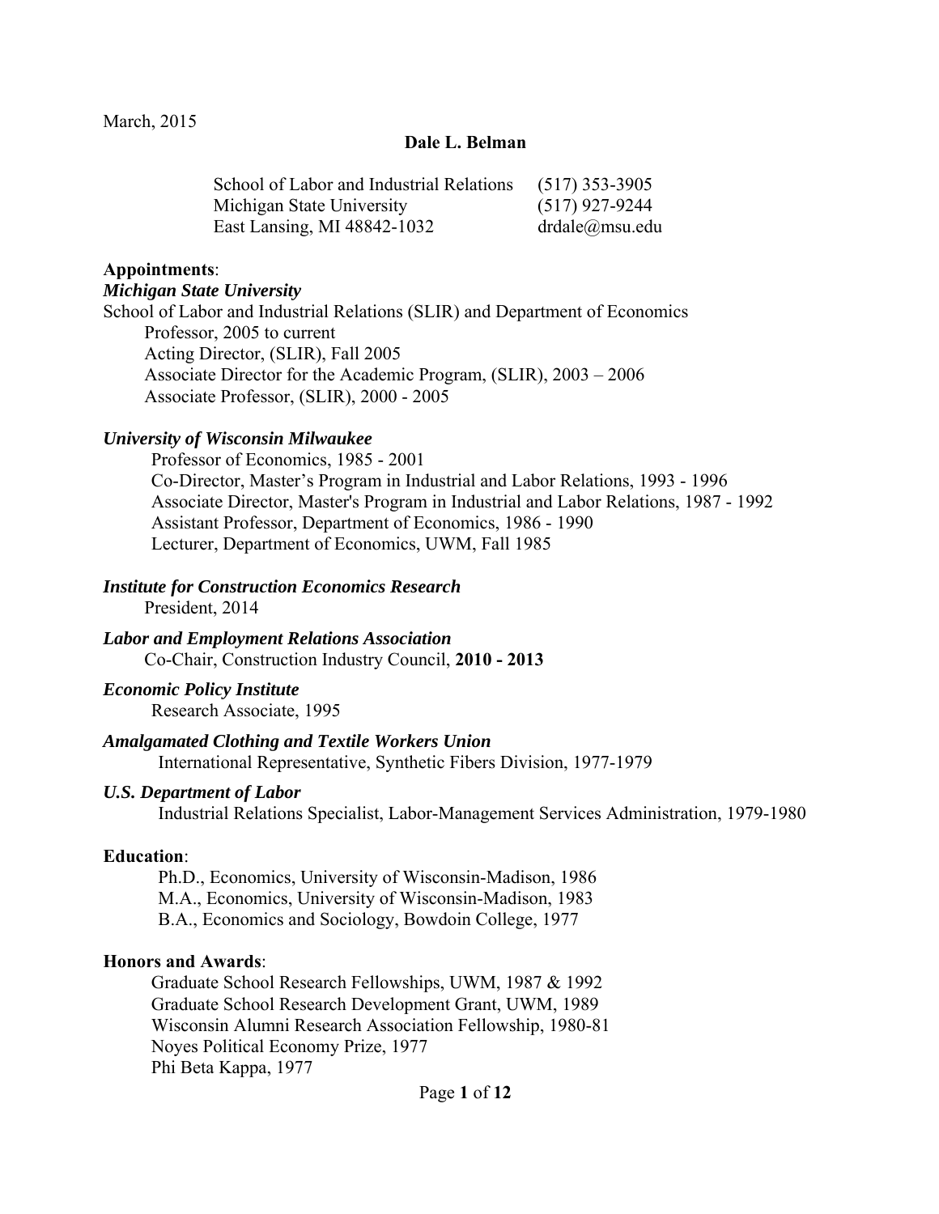March, 2015

**Dale L. Belman**

School of Labor and Industrial Relations (517) 353-3905
Michigan State University (517) 927-9244
East Lansing, MI 48842-1032 drdale@msu.edu

**Appointments**:

***Michigan State University***

School of Labor and Industrial Relations (SLIR) and Department of Economics
- Professor, 2005 to current
- Acting Director, (SLIR), Fall 2005
- Associate Director for the Academic Program, (SLIR), 2003 – 2006
- Associate Professor, (SLIR), 2000 - 2005

***University of Wisconsin Milwaukee***
- Professor of Economics, 1985 - 2001
- Co-Director, Master's Program in Industrial and Labor Relations, 1993 - 1996
- Associate Director, Master's Program in Industrial and Labor Relations, 1987 - 1992
- Assistant Professor, Department of Economics, 1986 - 1990
- Lecturer, Department of Economics, UWM, Fall 1985

***Institute for Construction Economics Research***
- President, 2014

***Labor and Employment Relations Association***
- Co-Chair, Construction Industry Council, **2010 - 2013**

***Economic Policy Institute***
- Research Associate, 1995

***Amalgamated Clothing and Textile Workers Union***
- International Representative, Synthetic Fibers Division, 1977-1979

***U.S. Department of Labor***
- Industrial Relations Specialist, Labor-Management Services Administration, 1979-1980

**Education**:
- Ph.D., Economics, University of Wisconsin-Madison, 1986
- M.A., Economics, University of Wisconsin-Madison, 1983
- B.A., Economics and Sociology, Bowdoin College, 1977

**Honors and Awards**:
- Graduate School Research Fellowships, UWM, 1987 & 1992
- Graduate School Research Development Grant, UWM, 1989
- Wisconsin Alumni Research Association Fellowship, 1980-81
- Noyes Political Economy Prize, 1977
- Phi Beta Kappa, 1977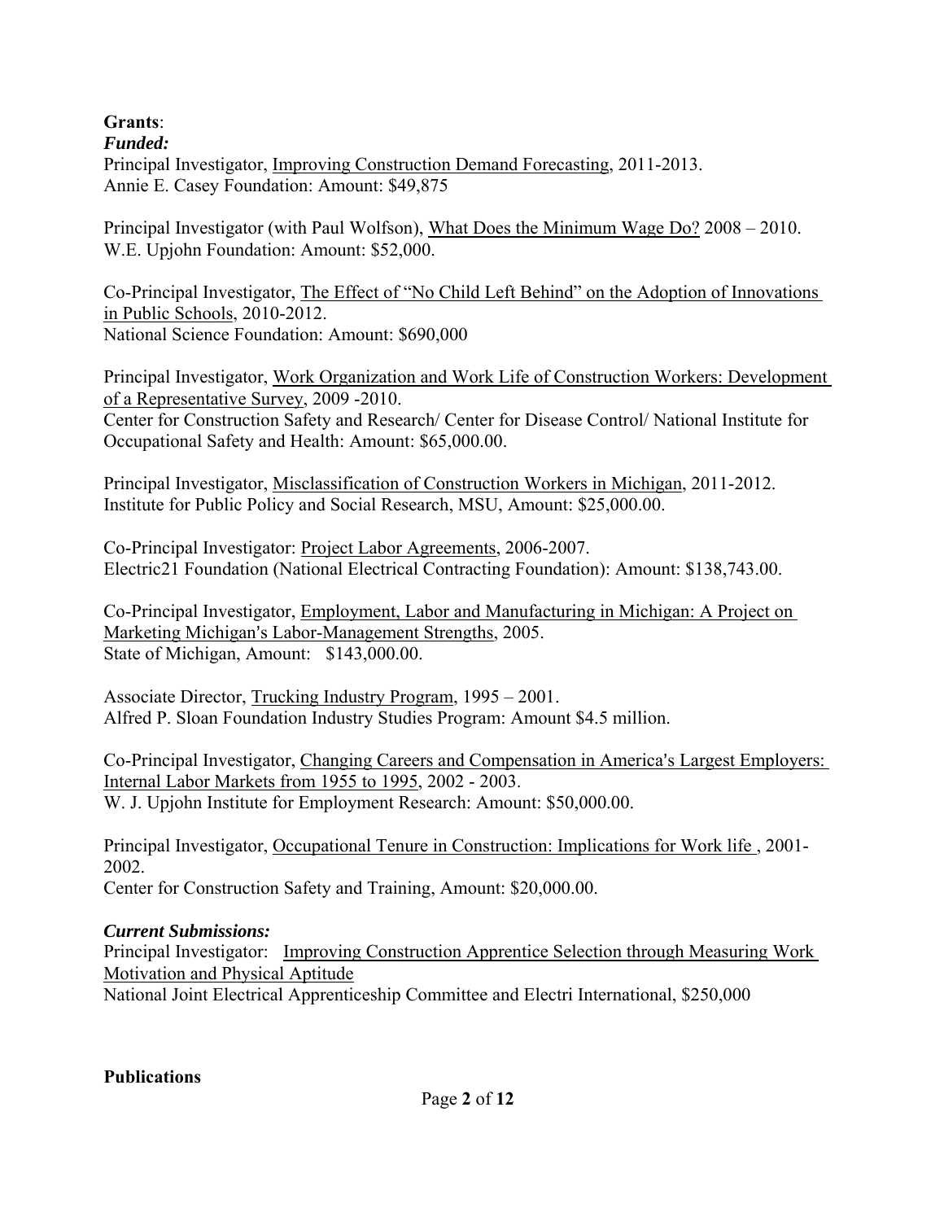**Grants**:

***Funded:***

Principal Investigator, Improving Construction Demand Forecasting, 2011-2013.
Annie E. Casey Foundation: Amount: $49,875

Principal Investigator (with Paul Wolfson), What Does the Minimum Wage Do? 2008 – 2010.
W.E. Upjohn Foundation: Amount: $52,000.

Co-Principal Investigator, The Effect of "No Child Left Behind" on the Adoption of Innovations in Public Schools, 2010-2012.
National Science Foundation: Amount: $690,000

Principal Investigator, Work Organization and Work Life of Construction Workers: Development of a Representative Survey, 2009 -2010.
Center for Construction Safety and Research/ Center for Disease Control/ National Institute for Occupational Safety and Health: Amount: $65,000.00.

Principal Investigator, Misclassification of Construction Workers in Michigan, 2011-2012.
Institute for Public Policy and Social Research, MSU, Amount: $25,000.00.

Co-Principal Investigator: Project Labor Agreements, 2006-2007.
Electric21 Foundation (National Electrical Contracting Foundation): Amount: $138,743.00.

Co-Principal Investigator, Employment, Labor and Manufacturing in Michigan: A Project on Marketing Michigan's Labor-Management Strengths, 2005.
State of Michigan, Amount: $143,000.00.

Associate Director, Trucking Industry Program, 1995 – 2001.
Alfred P. Sloan Foundation Industry Studies Program: Amount $4.5 million.

Co-Principal Investigator, Changing Careers and Compensation in America's Largest Employers: Internal Labor Markets from 1955 to 1995, 2002 - 2003.
W. J. Upjohn Institute for Employment Research: Amount: $50,000.00.

Principal Investigator, Occupational Tenure in Construction: Implications for Work life , 2001-2002.
Center for Construction Safety and Training, Amount: $20,000.00.

***Current Submissions:***

Principal Investigator: Improving Construction Apprentice Selection through Measuring Work Motivation and Physical Aptitude
National Joint Electrical Apprenticeship Committee and Electri International, $250,000

**Publications**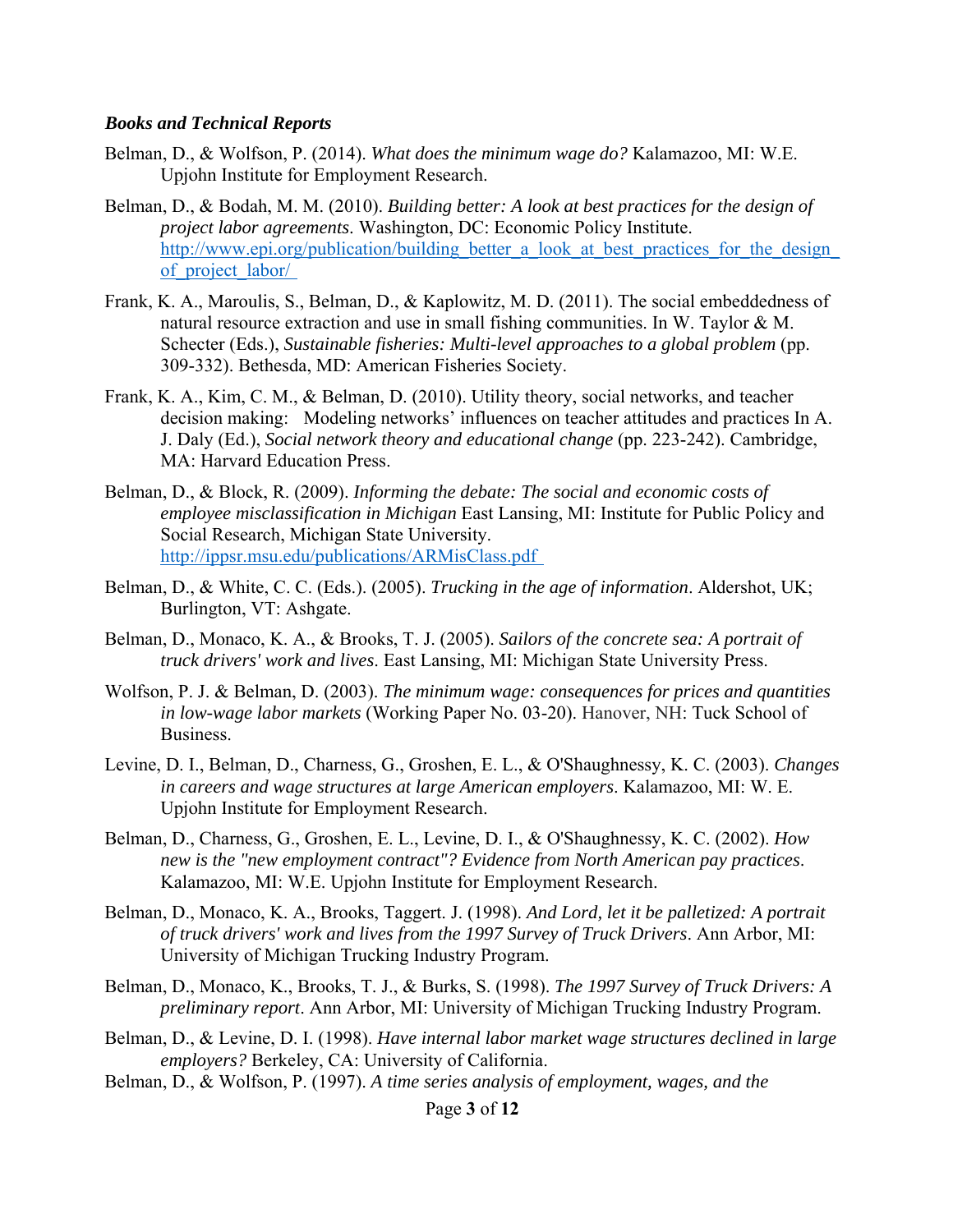***Books and Technical Reports***

Belman, D., & Wolfson, P. (2014). *What does the minimum wage do?* Kalamazoo, MI: W.E. Upjohn Institute for Employment Research.

Belman, D., & Bodah, M. M. (2010). *Building better: A look at best practices for the design of project labor agreements*. Washington, DC: Economic Policy Institute. http://www.epi.org/publication/building_better_a_look_at_best_practices_for_the_design_of_project_labor/

Frank, K. A., Maroulis, S., Belman, D., & Kaplowitz, M. D. (2011). The social embeddedness of natural resource extraction and use in small fishing communities. In W. Taylor & M. Schecter (Eds.), *Sustainable fisheries: Multi-level approaches to a global problem* (pp. 309-332). Bethesda, MD: American Fisheries Society.

Frank, K. A., Kim, C. M., & Belman, D. (2010). Utility theory, social networks, and teacher decision making: Modeling networks' influences on teacher attitudes and practices In A. J. Daly (Ed.), *Social network theory and educational change* (pp. 223-242). Cambridge, MA: Harvard Education Press.

Belman, D., & Block, R. (2009). *Informing the debate: The social and economic costs of employee misclassification in Michigan* East Lansing, MI: Institute for Public Policy and Social Research, Michigan State University. http://ippsr.msu.edu/publications/ARMisClass.pdf

Belman, D., & White, C. C. (Eds.). (2005). *Trucking in the age of information*. Aldershot, UK; Burlington, VT: Ashgate.

Belman, D., Monaco, K. A., & Brooks, T. J. (2005). *Sailors of the concrete sea: A portrait of truck drivers' work and lives*. East Lansing, MI: Michigan State University Press.

Wolfson, P. J. & Belman, D. (2003). *The minimum wage: consequences for prices and quantities in low-wage labor markets* (Working Paper No. 03-20). Hanover, NH: Tuck School of Business.

Levine, D. I., Belman, D., Charness, G., Groshen, E. L., & O'Shaughnessy, K. C. (2003). *Changes in careers and wage structures at large American employers*. Kalamazoo, MI: W. E. Upjohn Institute for Employment Research.

Belman, D., Charness, G., Groshen, E. L., Levine, D. I., & O'Shaughnessy, K. C. (2002). *How new is the "new employment contract"? Evidence from North American pay practices*. Kalamazoo, MI: W.E. Upjohn Institute for Employment Research.

Belman, D., Monaco, K. A., Brooks, Taggert. J. (1998). *And Lord, let it be palletized: A portrait of truck drivers' work and lives from the 1997 Survey of Truck Drivers*. Ann Arbor, MI: University of Michigan Trucking Industry Program.

Belman, D., Monaco, K., Brooks, T. J., & Burks, S. (1998). *The 1997 Survey of Truck Drivers: A preliminary report*. Ann Arbor, MI: University of Michigan Trucking Industry Program.

Belman, D., & Levine, D. I. (1998). *Have internal labor market wage structures declined in large employers?* Berkeley, CA: University of California.

Belman, D., & Wolfson, P. (1997). *A time series analysis of employment, wages, and the*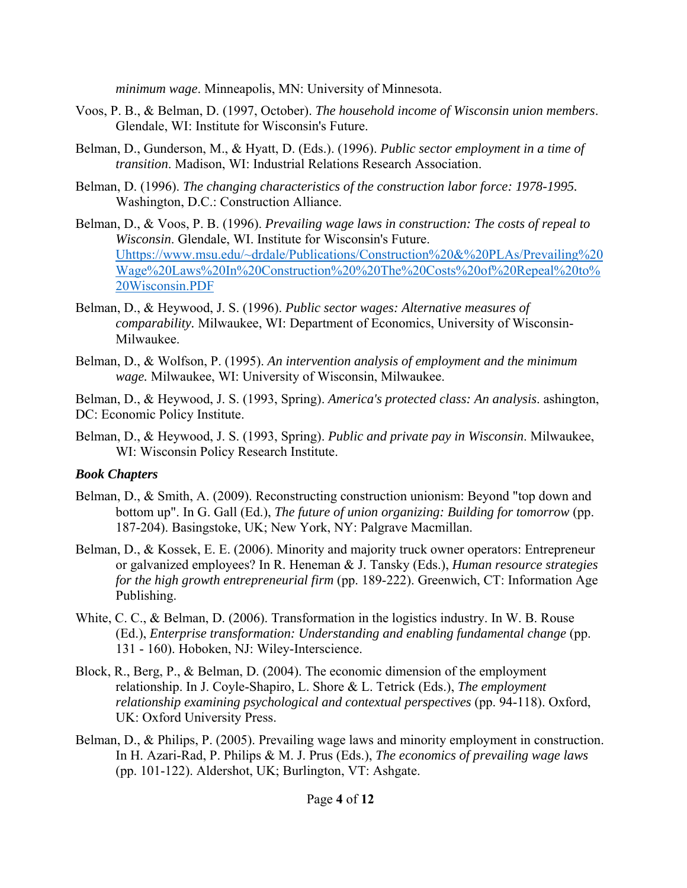*minimum wage*. Minneapolis, MN: University of Minnesota.

Voos, P. B., & Belman, D. (1997, October). *The household income of Wisconsin union members*. Glendale, WI: Institute for Wisconsin's Future.

Belman, D., Gunderson, M., & Hyatt, D. (Eds.). (1996). *Public sector employment in a time of transition*. Madison, WI: Industrial Relations Research Association.

Belman, D. (1996). *The changing characteristics of the construction labor force: 1978-1995.* Washington, D.C.: Construction Alliance.

Belman, D., & Voos, P. B. (1996). *Prevailing wage laws in construction: The costs of repeal to Wisconsin*. Glendale, WI. Institute for Wisconsin's Future. [Uhttps://www.msu.edu/~drdale/Publications/Construction%20&%20PLAs/Prevailing%20Wage%20Laws%20In%20Construction%20%20The%20Costs%20of%20Repeal%20to%20Wisconsin.PDF](https://www.msu.edu/~drdale/Publications/Construction%20&%20PLAs/Prevailing%20Wage%20Laws%20In%20Construction%20%20The%20Costs%20of%20Repeal%20to%20Wisconsin.PDF)

Belman, D., & Heywood, J. S. (1996). *Public sector wages: Alternative measures of comparability.* Milwaukee, WI: Department of Economics, University of Wisconsin-Milwaukee.

Belman, D., & Wolfson, P. (1995). *An intervention analysis of employment and the minimum wage.* Milwaukee, WI: University of Wisconsin, Milwaukee.

Belman, D., & Heywood, J. S. (1993, Spring). *America's protected class: An analysis*. ashington, DC: Economic Policy Institute.

Belman, D., & Heywood, J. S. (1993, Spring). *Public and private pay in Wisconsin*. Milwaukee, WI: Wisconsin Policy Research Institute.

***Book Chapters***

Belman, D., & Smith, A. (2009). Reconstructing construction unionism: Beyond "top down and bottom up". In G. Gall (Ed.), *The future of union organizing: Building for tomorrow* (pp. 187-204). Basingstoke, UK; New York, NY: Palgrave Macmillan.

Belman, D., & Kossek, E. E. (2006). Minority and majority truck owner operators: Entrepreneur or galvanized employees? In R. Heneman & J. Tansky (Eds.), *Human resource strategies for the high growth entrepreneurial firm* (pp. 189-222). Greenwich, CT: Information Age Publishing.

White, C. C., & Belman, D. (2006). Transformation in the logistics industry. In W. B. Rouse (Ed.), *Enterprise transformation: Understanding and enabling fundamental change* (pp. 131 - 160). Hoboken, NJ: Wiley-Interscience.

Block, R., Berg, P., & Belman, D. (2004). The economic dimension of the employment relationship. In J. Coyle-Shapiro, L. Shore & L. Tetrick (Eds.), *The employment relationship examining psychological and contextual perspectives* (pp. 94-118). Oxford, UK: Oxford University Press.

Belman, D., & Philips, P. (2005). Prevailing wage laws and minority employment in construction. In H. Azari-Rad, P. Philips & M. J. Prus (Eds.), *The economics of prevailing wage laws* (pp. 101-122). Aldershot, UK; Burlington, VT: Ashgate.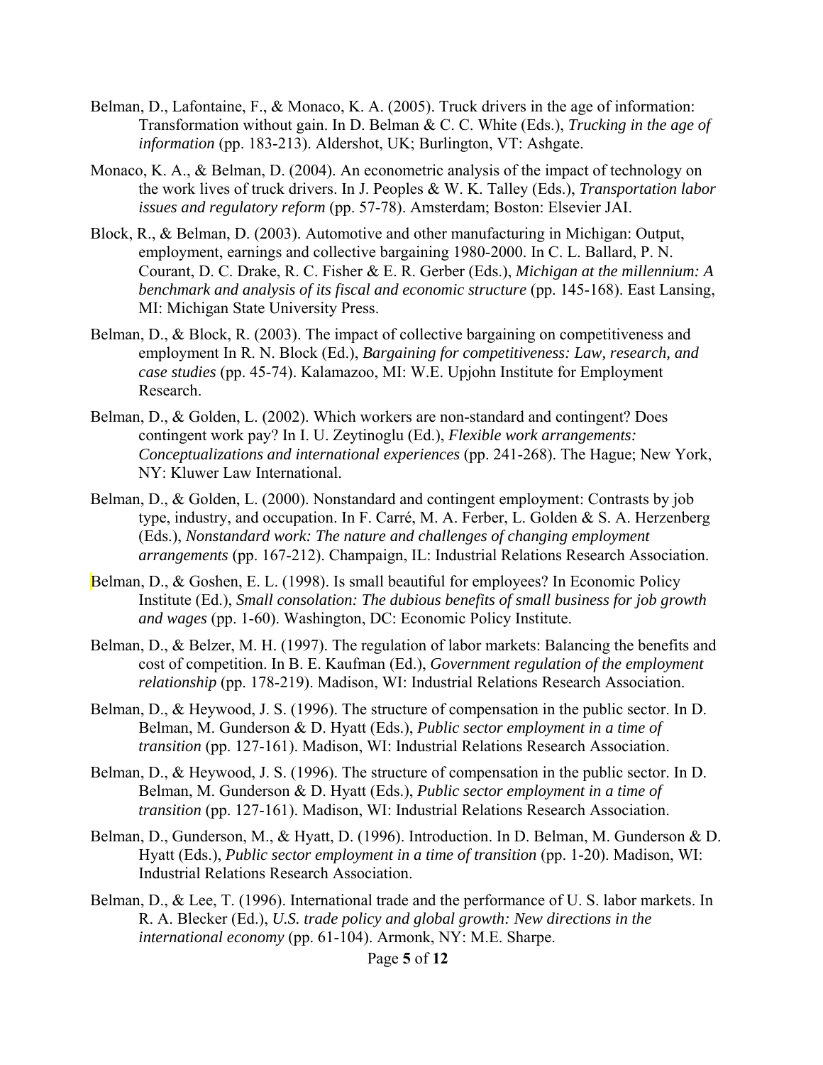Belman, D., Lafontaine, F., & Monaco, K. A. (2005). Truck drivers in the age of information: Transformation without gain. In D. Belman & C. C. White (Eds.), *Trucking in the age of information* (pp. 183-213). Aldershot, UK; Burlington, VT: Ashgate.

Monaco, K. A., & Belman, D. (2004). An econometric analysis of the impact of technology on the work lives of truck drivers. In J. Peoples & W. K. Talley (Eds.), *Transportation labor issues and regulatory reform* (pp. 57-78). Amsterdam; Boston: Elsevier JAI.

Block, R., & Belman, D. (2003). Automotive and other manufacturing in Michigan: Output, employment, earnings and collective bargaining 1980-2000. In C. L. Ballard, P. N. Courant, D. C. Drake, R. C. Fisher & E. R. Gerber (Eds.), *Michigan at the millennium: A benchmark and analysis of its fiscal and economic structure* (pp. 145-168). East Lansing, MI: Michigan State University Press.

Belman, D., & Block, R. (2003). The impact of collective bargaining on competitiveness and employment In R. N. Block (Ed.), *Bargaining for competitiveness: Law, research, and case studies* (pp. 45-74). Kalamazoo, MI: W.E. Upjohn Institute for Employment Research.

Belman, D., & Golden, L. (2002). Which workers are non-standard and contingent? Does contingent work pay? In I. U. Zeytinoglu (Ed.), *Flexible work arrangements: Conceptualizations and international experiences* (pp. 241-268). The Hague; New York, NY: Kluwer Law International.

Belman, D., & Golden, L. (2000). Nonstandard and contingent employment: Contrasts by job type, industry, and occupation. In F. Carré, M. A. Ferber, L. Golden & S. A. Herzenberg (Eds.), *Nonstandard work: The nature and challenges of changing employment arrangements* (pp. 167-212). Champaign, IL: Industrial Relations Research Association.

Belman, D., & Goshen, E. L. (1998). Is small beautiful for employees? In Economic Policy Institute (Ed.), *Small consolation: The dubious benefits of small business for job growth and wages* (pp. 1-60). Washington, DC: Economic Policy Institute.

Belman, D., & Belzer, M. H. (1997). The regulation of labor markets: Balancing the benefits and cost of competition. In B. E. Kaufman (Ed.), *Government regulation of the employment relationship* (pp. 178-219). Madison, WI: Industrial Relations Research Association.

Belman, D., & Heywood, J. S. (1996). The structure of compensation in the public sector. In D. Belman, M. Gunderson & D. Hyatt (Eds.), *Public sector employment in a time of transition* (pp. 127-161). Madison, WI: Industrial Relations Research Association.

Belman, D., & Heywood, J. S. (1996). The structure of compensation in the public sector. In D. Belman, M. Gunderson & D. Hyatt (Eds.), *Public sector employment in a time of transition* (pp. 127-161). Madison, WI: Industrial Relations Research Association.

Belman, D., Gunderson, M., & Hyatt, D. (1996). Introduction. In D. Belman, M. Gunderson & D. Hyatt (Eds.), *Public sector employment in a time of transition* (pp. 1-20). Madison, WI: Industrial Relations Research Association.

Belman, D., & Lee, T. (1996). International trade and the performance of U. S. labor markets. In R. A. Blecker (Ed.), *U.S. trade policy and global growth: New directions in the international economy* (pp. 61-104). Armonk, NY: M.E. Sharpe.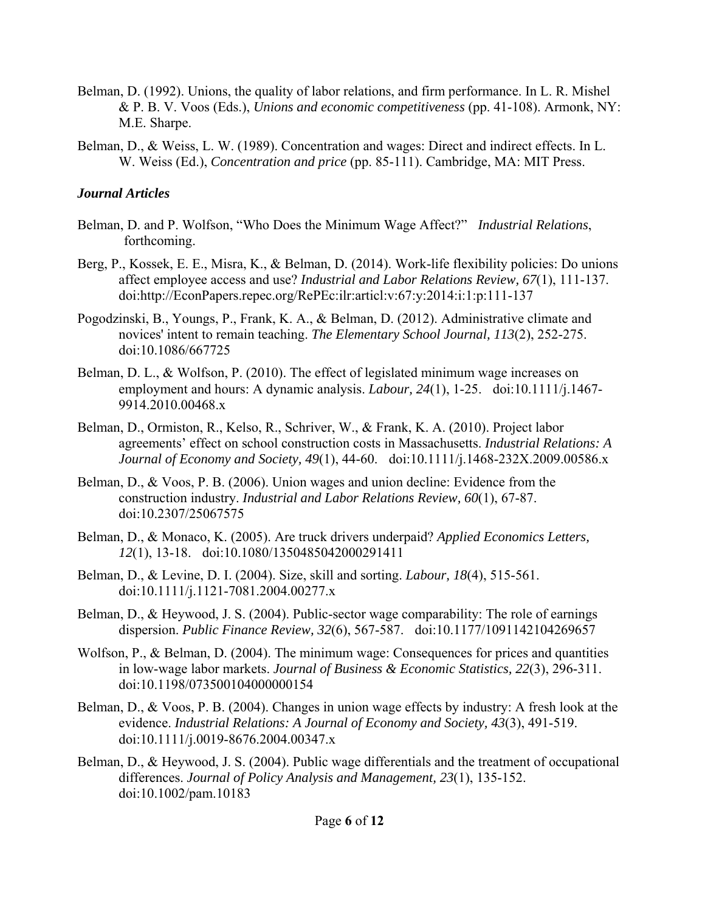Belman, D. (1992). Unions, the quality of labor relations, and firm performance. In L. R. Mishel & P. B. V. Voos (Eds.), *Unions and economic competitiveness* (pp. 41-108). Armonk, NY: M.E. Sharpe.

Belman, D., & Weiss, L. W. (1989). Concentration and wages: Direct and indirect effects. In L. W. Weiss (Ed.), *Concentration and price* (pp. 85-111). Cambridge, MA: MIT Press.

### *Journal Articles*

Belman, D. and P. Wolfson, "Who Does the Minimum Wage Affect?" *Industrial Relations*, forthcoming.

Berg, P., Kossek, E. E., Misra, K., & Belman, D. (2014). Work-life flexibility policies: Do unions affect employee access and use? *Industrial and Labor Relations Review, 67*(1), 111-137. doi:http://EconPapers.repec.org/RePEc:ilr:articl:v:67:y:2014:i:1:p:111-137

Pogodzinski, B., Youngs, P., Frank, K. A., & Belman, D. (2012). Administrative climate and novices' intent to remain teaching. *The Elementary School Journal, 113*(2), 252-275. doi:10.1086/667725

Belman, D. L., & Wolfson, P. (2010). The effect of legislated minimum wage increases on employment and hours: A dynamic analysis. *Labour, 24*(1), 1-25. doi:10.1111/j.1467-9914.2010.00468.x

Belman, D., Ormiston, R., Kelso, R., Schriver, W., & Frank, K. A. (2010). Project labor agreements' effect on school construction costs in Massachusetts. *Industrial Relations: A Journal of Economy and Society, 49*(1), 44-60. doi:10.1111/j.1468-232X.2009.00586.x

Belman, D., & Voos, P. B. (2006). Union wages and union decline: Evidence from the construction industry. *Industrial and Labor Relations Review, 60*(1), 67-87. doi:10.2307/25067575

Belman, D., & Monaco, K. (2005). Are truck drivers underpaid? *Applied Economics Letters, 12*(1), 13-18. doi:10.1080/1350485042000291411

Belman, D., & Levine, D. I. (2004). Size, skill and sorting. *Labour, 18*(4), 515-561. doi:10.1111/j.1121-7081.2004.00277.x

Belman, D., & Heywood, J. S. (2004). Public-sector wage comparability: The role of earnings dispersion. *Public Finance Review, 32*(6), 567-587. doi:10.1177/1091142104269657

Wolfson, P., & Belman, D. (2004). The minimum wage: Consequences for prices and quantities in low-wage labor markets. *Journal of Business & Economic Statistics, 22*(3), 296-311. doi:10.1198/073500104000000154

Belman, D., & Voos, P. B. (2004). Changes in union wage effects by industry: A fresh look at the evidence. *Industrial Relations: A Journal of Economy and Society, 43*(3), 491-519. doi:10.1111/j.0019-8676.2004.00347.x

Belman, D., & Heywood, J. S. (2004). Public wage differentials and the treatment of occupational differences. *Journal of Policy Analysis and Management, 23*(1), 135-152. doi:10.1002/pam.10183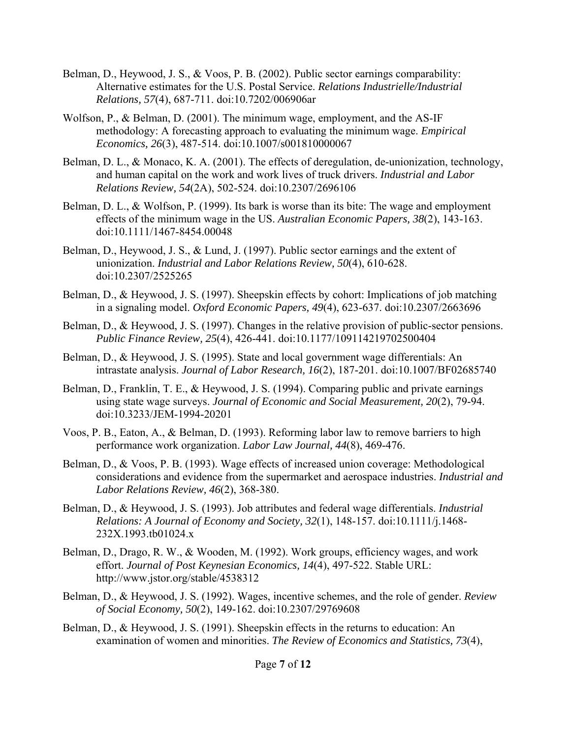Belman, D., Heywood, J. S., & Voos, P. B. (2002). Public sector earnings comparability: Alternative estimates for the U.S. Postal Service. *Relations Industrielle/Industrial Relations, 57*(4), 687-711. doi:10.7202/006906ar

Wolfson, P., & Belman, D. (2001). The minimum wage, employment, and the AS-IF methodology: A forecasting approach to evaluating the minimum wage. *Empirical Economics, 26*(3), 487-514. doi:10.1007/s001810000067

Belman, D. L., & Monaco, K. A. (2001). The effects of deregulation, de-unionization, technology, and human capital on the work and work lives of truck drivers. *Industrial and Labor Relations Review, 54*(2A), 502-524. doi:10.2307/2696106

Belman, D. L., & Wolfson, P. (1999). Its bark is worse than its bite: The wage and employment effects of the minimum wage in the US. *Australian Economic Papers, 38*(2), 143-163. doi:10.1111/1467-8454.00048

Belman, D., Heywood, J. S., & Lund, J. (1997). Public sector earnings and the extent of unionization. *Industrial and Labor Relations Review, 50*(4), 610-628. doi:10.2307/2525265

Belman, D., & Heywood, J. S. (1997). Sheepskin effects by cohort: Implications of job matching in a signaling model. *Oxford Economic Papers, 49*(4), 623-637. doi:10.2307/2663696

Belman, D., & Heywood, J. S. (1997). Changes in the relative provision of public-sector pensions. *Public Finance Review, 25*(4), 426-441. doi:10.1177/109114219702500404

Belman, D., & Heywood, J. S. (1995). State and local government wage differentials: An intrastate analysis. *Journal of Labor Research, 16*(2), 187-201. doi:10.1007/BF02685740

Belman, D., Franklin, T. E., & Heywood, J. S. (1994). Comparing public and private earnings using state wage surveys. *Journal of Economic and Social Measurement, 20*(2), 79-94. doi:10.3233/JEM-1994-20201

Voos, P. B., Eaton, A., & Belman, D. (1993). Reforming labor law to remove barriers to high performance work organization. *Labor Law Journal, 44*(8), 469-476.

Belman, D., & Voos, P. B. (1993). Wage effects of increased union coverage: Methodological considerations and evidence from the supermarket and aerospace industries. *Industrial and Labor Relations Review, 46*(2), 368-380.

Belman, D., & Heywood, J. S. (1993). Job attributes and federal wage differentials. *Industrial Relations: A Journal of Economy and Society, 32*(1), 148-157. doi:10.1111/j.1468-232X.1993.tb01024.x

Belman, D., Drago, R. W., & Wooden, M. (1992). Work groups, efficiency wages, and work effort. *Journal of Post Keynesian Economics, 14*(4), 497-522. Stable URL: http://www.jstor.org/stable/4538312

Belman, D., & Heywood, J. S. (1992). Wages, incentive schemes, and the role of gender. *Review of Social Economy, 50*(2), 149-162. doi:10.2307/29769608

Belman, D., & Heywood, J. S. (1991). Sheepskin effects in the returns to education: An examination of women and minorities. *The Review of Economics and Statistics, 73*(4),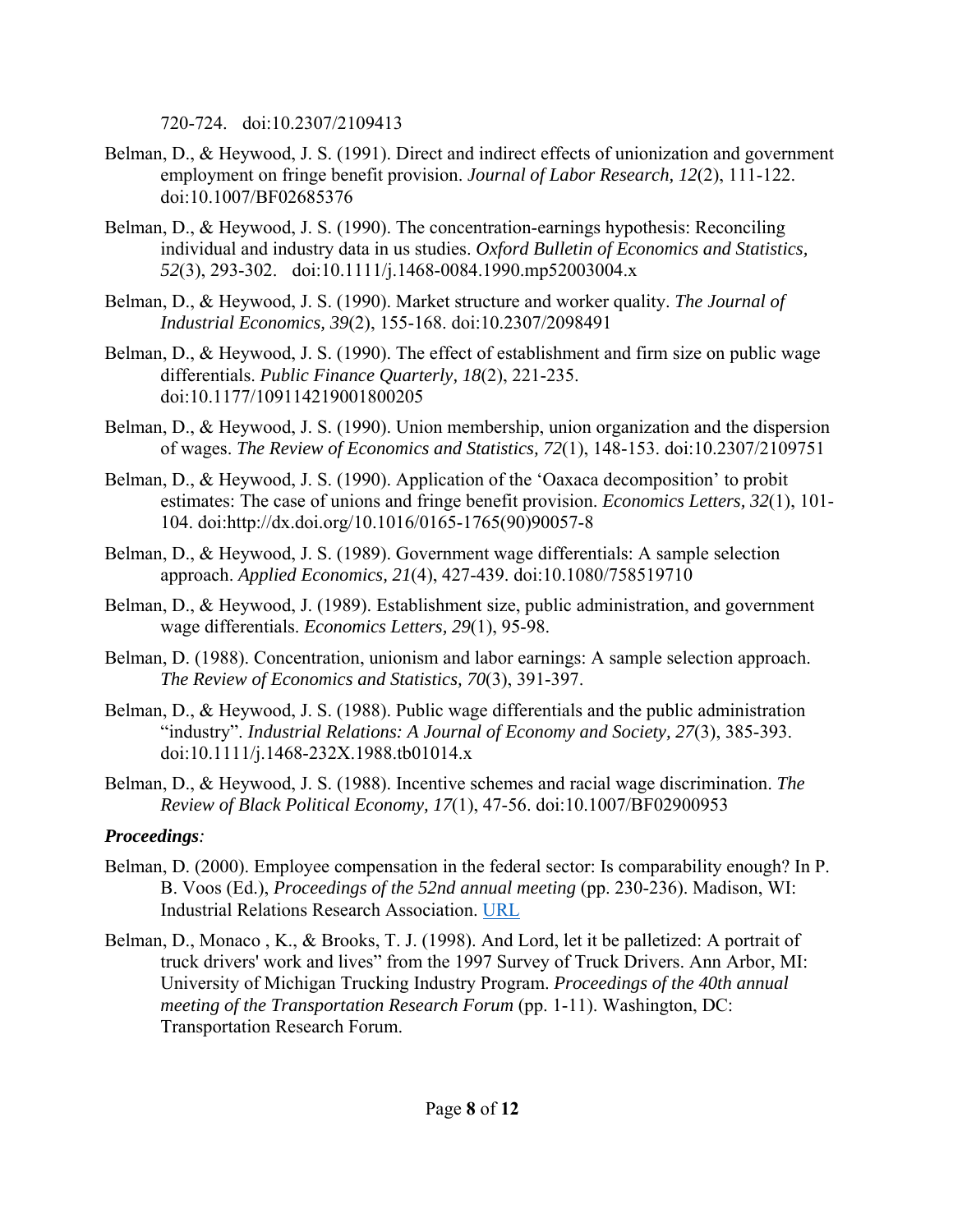720-724. doi:10.2307/2109413

Belman, D., & Heywood, J. S. (1991). Direct and indirect effects of unionization and government employment on fringe benefit provision. *Journal of Labor Research, 12*(2), 111-122. doi:10.1007/BF02685376

Belman, D., & Heywood, J. S. (1990). The concentration-earnings hypothesis: Reconciling individual and industry data in us studies. *Oxford Bulletin of Economics and Statistics, 52*(3), 293-302. doi:10.1111/j.1468-0084.1990.mp52003004.x

Belman, D., & Heywood, J. S. (1990). Market structure and worker quality. *The Journal of Industrial Economics, 39*(2), 155-168. doi:10.2307/2098491

Belman, D., & Heywood, J. S. (1990). The effect of establishment and firm size on public wage differentials. *Public Finance Quarterly, 18*(2), 221-235. doi:10.1177/109114219001800205

Belman, D., & Heywood, J. S. (1990). Union membership, union organization and the dispersion of wages. *The Review of Economics and Statistics, 72*(1), 148-153. doi:10.2307/2109751

Belman, D., & Heywood, J. S. (1990). Application of the 'Oaxaca decomposition' to probit estimates: The case of unions and fringe benefit provision. *Economics Letters, 32*(1), 101-104. doi:http://dx.doi.org/10.1016/0165-1765(90)90057-8

Belman, D., & Heywood, J. S. (1989). Government wage differentials: A sample selection approach. *Applied Economics, 21*(4), 427-439. doi:10.1080/758519710

Belman, D., & Heywood, J. (1989). Establishment size, public administration, and government wage differentials. *Economics Letters, 29*(1), 95-98.

Belman, D. (1988). Concentration, unionism and labor earnings: A sample selection approach. *The Review of Economics and Statistics, 70*(3), 391-397.

Belman, D., & Heywood, J. S. (1988). Public wage differentials and the public administration "industry". *Industrial Relations: A Journal of Economy and Society, 27*(3), 385-393. doi:10.1111/j.1468-232X.1988.tb01014.x

Belman, D., & Heywood, J. S. (1988). Incentive schemes and racial wage discrimination. *The Review of Black Political Economy, 17*(1), 47-56. doi:10.1007/BF02900953

***Proceedings:***

Belman, D. (2000). Employee compensation in the federal sector: Is comparability enough? In P. B. Voos (Ed.), *Proceedings of the 52nd annual meeting* (pp. 230-236). Madison, WI: Industrial Relations Research Association. URL

Belman, D., Monaco , K., & Brooks, T. J. (1998). And Lord, let it be palletized: A portrait of truck drivers' work and lives" from the 1997 Survey of Truck Drivers. Ann Arbor, MI: University of Michigan Trucking Industry Program. *Proceedings of the 40th annual meeting of the Transportation Research Forum* (pp. 1-11). Washington, DC: Transportation Research Forum.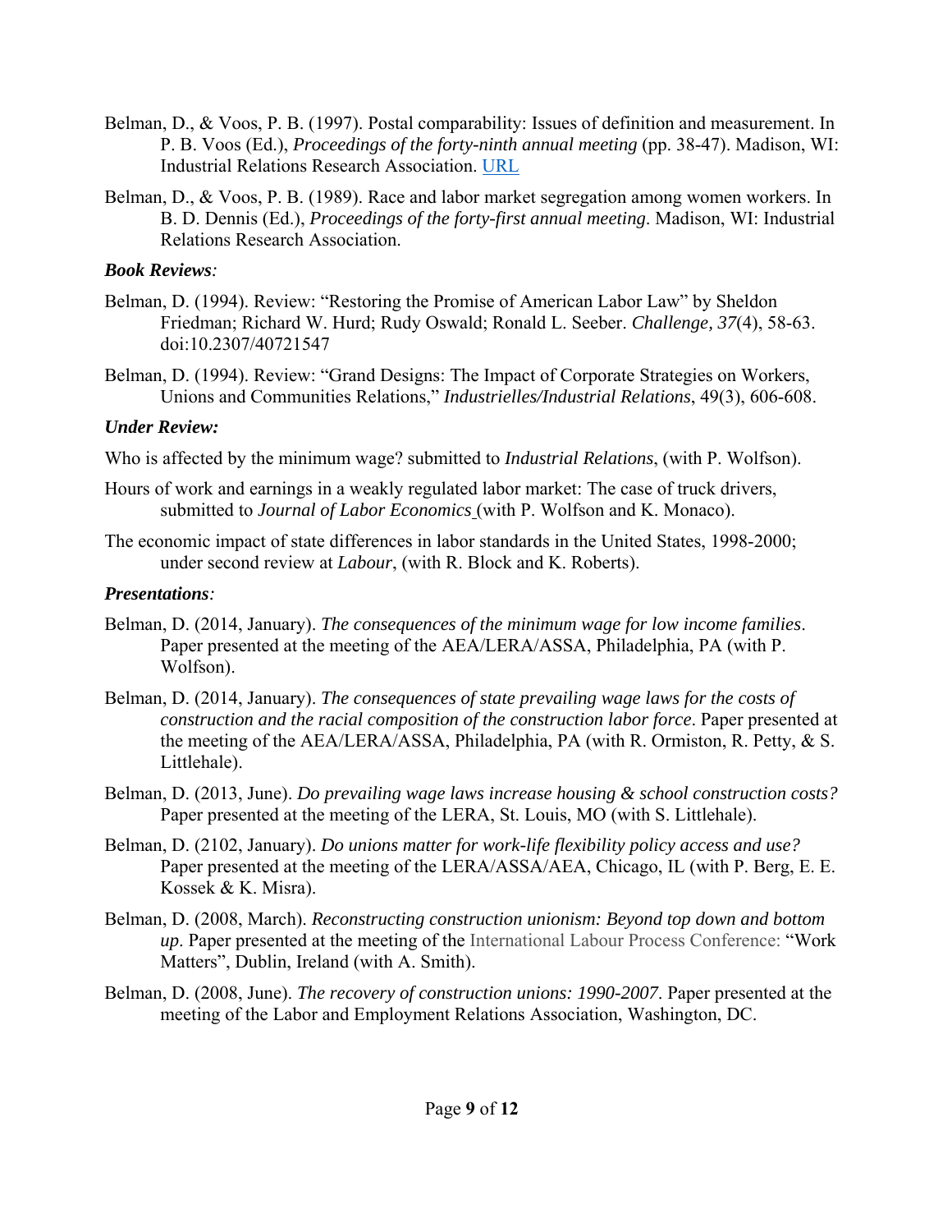Belman, D., & Voos, P. B. (1997). Postal comparability: Issues of definition and measurement. In P. B. Voos (Ed.), *Proceedings of the forty-ninth annual meeting* (pp. 38-47). Madison, WI: Industrial Relations Research Association. URL

Belman, D., & Voos, P. B. (1989). Race and labor market segregation among women workers. In B. D. Dennis (Ed.), *Proceedings of the forty-first annual meeting*. Madison, WI: Industrial Relations Research Association.

***Book Reviews*:**

Belman, D. (1994). Review: "Restoring the Promise of American Labor Law" by Sheldon Friedman; Richard W. Hurd; Rudy Oswald; Ronald L. Seeber. *Challenge, 37*(4), 58-63. doi:10.2307/40721547

Belman, D. (1994). Review: "Grand Designs: The Impact of Corporate Strategies on Workers, Unions and Communities Relations," *Industrielles/Industrial Relations*, 49(3), 606-608.

***Under Review:***

Who is affected by the minimum wage? submitted to *Industrial Relations*, (with P. Wolfson).

Hours of work and earnings in a weakly regulated labor market: The case of truck drivers, submitted to *Journal of Labor Economics* (with P. Wolfson and K. Monaco).

The economic impact of state differences in labor standards in the United States, 1998-2000; under second review at *Labour*, (with R. Block and K. Roberts).

***Presentations*:**

Belman, D. (2014, January). *The consequences of the minimum wage for low income families*. Paper presented at the meeting of the AEA/LERA/ASSA, Philadelphia, PA (with P. Wolfson).

Belman, D. (2014, January). *The consequences of state prevailing wage laws for the costs of construction and the racial composition of the construction labor force*. Paper presented at the meeting of the AEA/LERA/ASSA, Philadelphia, PA (with R. Ormiston, R. Petty, & S. Littlehale).

Belman, D. (2013, June). *Do prevailing wage laws increase housing & school construction costs?* Paper presented at the meeting of the LERA, St. Louis, MO (with S. Littlehale).

Belman, D. (2102, January). *Do unions matter for work-life flexibility policy access and use?* Paper presented at the meeting of the LERA/ASSA/AEA, Chicago, IL (with P. Berg, E. E. Kossek & K. Misra).

Belman, D. (2008, March). *Reconstructing construction unionism: Beyond top down and bottom up*. Paper presented at the meeting of the International Labour Process Conference: "Work Matters", Dublin, Ireland (with A. Smith).

Belman, D. (2008, June). *The recovery of construction unions: 1990-2007*. Paper presented at the meeting of the Labor and Employment Relations Association, Washington, DC.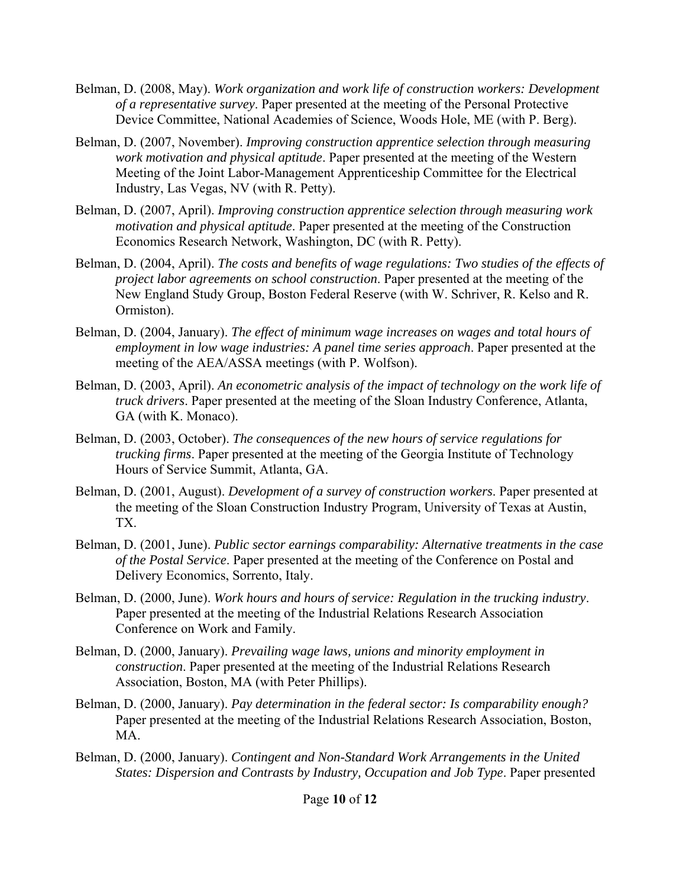Belman, D. (2008, May). *Work organization and work life of construction workers: Development of a representative survey*. Paper presented at the meeting of the Personal Protective Device Committee, National Academies of Science, Woods Hole, ME (with P. Berg).

Belman, D. (2007, November). *Improving construction apprentice selection through measuring work motivation and physical aptitude*. Paper presented at the meeting of the Western Meeting of the Joint Labor-Management Apprenticeship Committee for the Electrical Industry, Las Vegas, NV (with R. Petty).

Belman, D. (2007, April). *Improving construction apprentice selection through measuring work motivation and physical aptitude*. Paper presented at the meeting of the Construction Economics Research Network, Washington, DC (with R. Petty).

Belman, D. (2004, April). *The costs and benefits of wage regulations: Two studies of the effects of project labor agreements on school construction*. Paper presented at the meeting of the New England Study Group, Boston Federal Reserve (with W. Schriver, R. Kelso and R. Ormiston).

Belman, D. (2004, January). *The effect of minimum wage increases on wages and total hours of employment in low wage industries: A panel time series approach*. Paper presented at the meeting of the AEA/ASSA meetings (with P. Wolfson).

Belman, D. (2003, April). *An econometric analysis of the impact of technology on the work life of truck drivers*. Paper presented at the meeting of the Sloan Industry Conference, Atlanta, GA (with K. Monaco).

Belman, D. (2003, October). *The consequences of the new hours of service regulations for trucking firms*. Paper presented at the meeting of the Georgia Institute of Technology Hours of Service Summit, Atlanta, GA.

Belman, D. (2001, August). *Development of a survey of construction workers*. Paper presented at the meeting of the Sloan Construction Industry Program, University of Texas at Austin, TX.

Belman, D. (2001, June). *Public sector earnings comparability: Alternative treatments in the case of the Postal Service*. Paper presented at the meeting of the Conference on Postal and Delivery Economics, Sorrento, Italy.

Belman, D. (2000, June). *Work hours and hours of service: Regulation in the trucking industry*. Paper presented at the meeting of the Industrial Relations Research Association Conference on Work and Family.

Belman, D. (2000, January). *Prevailing wage laws, unions and minority employment in construction*. Paper presented at the meeting of the Industrial Relations Research Association, Boston, MA (with Peter Phillips).

Belman, D. (2000, January). *Pay determination in the federal sector: Is comparability enough?* Paper presented at the meeting of the Industrial Relations Research Association, Boston, MA.

Belman, D. (2000, January). *Contingent and Non-Standard Work Arrangements in the United States: Dispersion and Contrasts by Industry, Occupation and Job Type*. Paper presented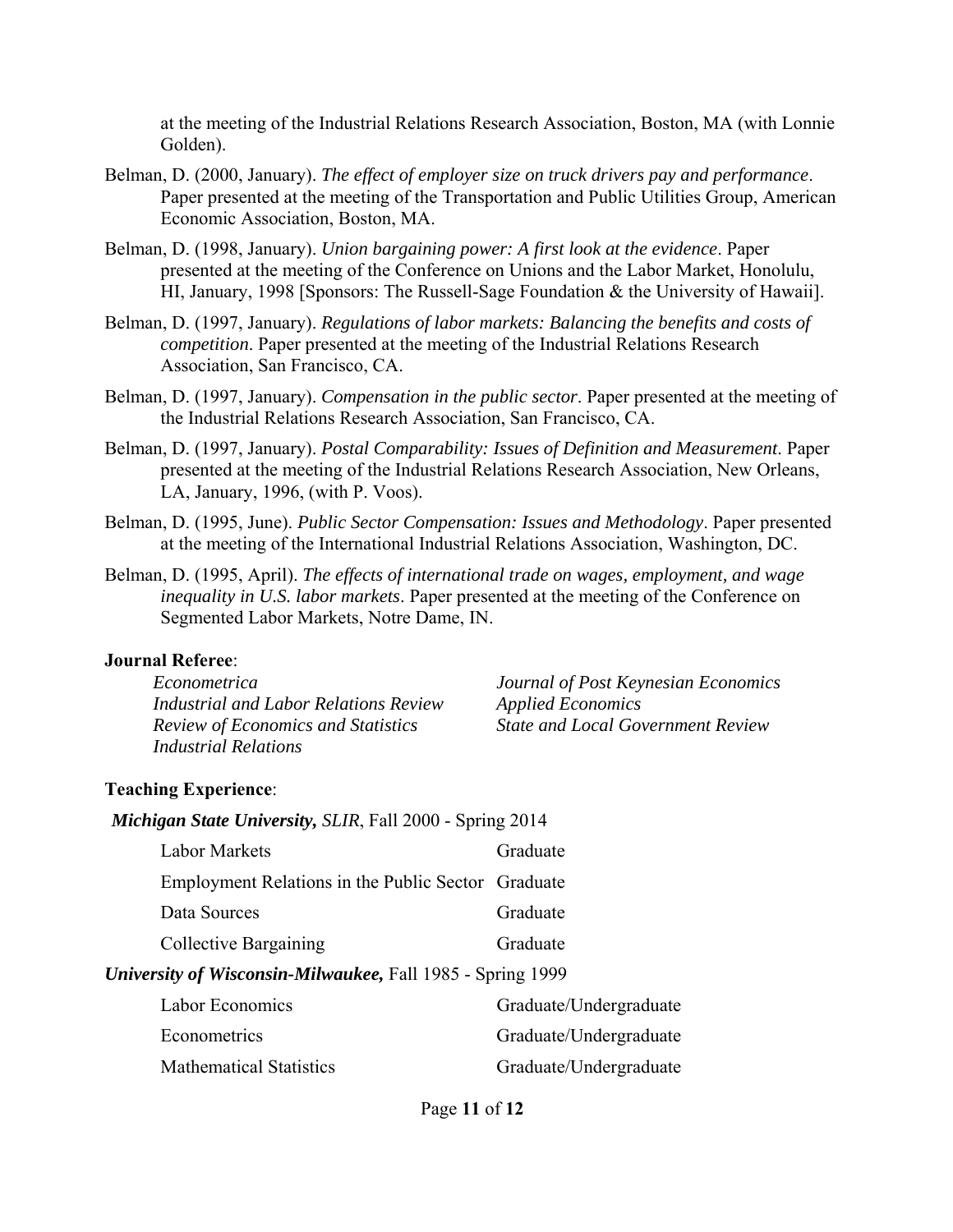at the meeting of the Industrial Relations Research Association, Boston, MA (with Lonnie Golden).

Belman, D. (2000, January). *The effect of employer size on truck drivers pay and performance*. Paper presented at the meeting of the Transportation and Public Utilities Group, American Economic Association, Boston, MA.

Belman, D. (1998, January). *Union bargaining power: A first look at the evidence*. Paper presented at the meeting of the Conference on Unions and the Labor Market, Honolulu, HI, January, 1998 [Sponsors: The Russell-Sage Foundation & the University of Hawaii].

Belman, D. (1997, January). *Regulations of labor markets: Balancing the benefits and costs of competition*. Paper presented at the meeting of the Industrial Relations Research Association, San Francisco, CA.

Belman, D. (1997, January). *Compensation in the public sector*. Paper presented at the meeting of the Industrial Relations Research Association, San Francisco, CA.

Belman, D. (1997, January). *Postal Comparability: Issues of Definition and Measurement*. Paper presented at the meeting of the Industrial Relations Research Association, New Orleans, LA, January, 1996, (with P. Voos).

Belman, D. (1995, June). *Public Sector Compensation: Issues and Methodology*. Paper presented at the meeting of the International Industrial Relations Association, Washington, DC.

Belman, D. (1995, April). *The effects of international trade on wages, employment, and wage inequality in U.S. labor markets*. Paper presented at the meeting of the Conference on Segmented Labor Markets, Notre Dame, IN.

**Journal Referee**:

*Econometrica*
*Industrial and Labor Relations Review*
*Review of Economics and Statistics*
*Industrial Relations*
*Journal of Post Keynesian Economics*
*Applied Economics*
*State and Local Government Review*

**Teaching Experience**:

***Michigan State University,*** *SLIR*, Fall 2000 - Spring 2014

| | |
|---|---|
| Labor Markets | Graduate |
| Employment Relations in the Public Sector | Graduate |
| Data Sources | Graduate |
| Collective Bargaining | Graduate |

***University of Wisconsin-Milwaukee,*** Fall 1985 - Spring 1999

| | |
|---|---|
| Labor Economics | Graduate/Undergraduate |
| Econometrics | Graduate/Undergraduate |
| Mathematical Statistics | Graduate/Undergraduate |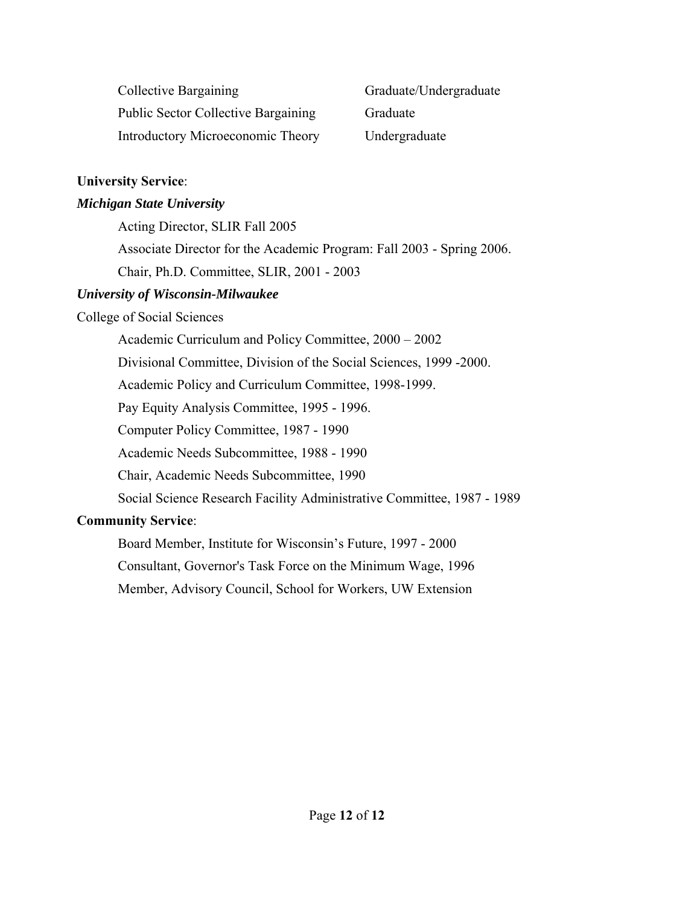| | |
|---|---|
| Collective Bargaining | Graduate/Undergraduate |
| Public Sector Collective Bargaining | Graduate |
| Introductory Microeconomic Theory | Undergraduate |

**University Service**:

***Michigan State University***

Acting Director, SLIR Fall 2005

Associate Director for the Academic Program: Fall 2003 - Spring 2006.

Chair, Ph.D. Committee, SLIR, 2001 - 2003

***University of Wisconsin-Milwaukee***

College of Social Sciences

Academic Curriculum and Policy Committee, 2000 – 2002

Divisional Committee, Division of the Social Sciences, 1999 -2000.

Academic Policy and Curriculum Committee, 1998-1999.

Pay Equity Analysis Committee, 1995 - 1996.

Computer Policy Committee, 1987 - 1990

Academic Needs Subcommittee, 1988 - 1990

Chair, Academic Needs Subcommittee, 1990

Social Science Research Facility Administrative Committee, 1987 - 1989

**Community Service**:

Board Member, Institute for Wisconsin's Future, 1997 - 2000

Consultant, Governor's Task Force on the Minimum Wage, 1996

Member, Advisory Council, School for Workers, UW Extension